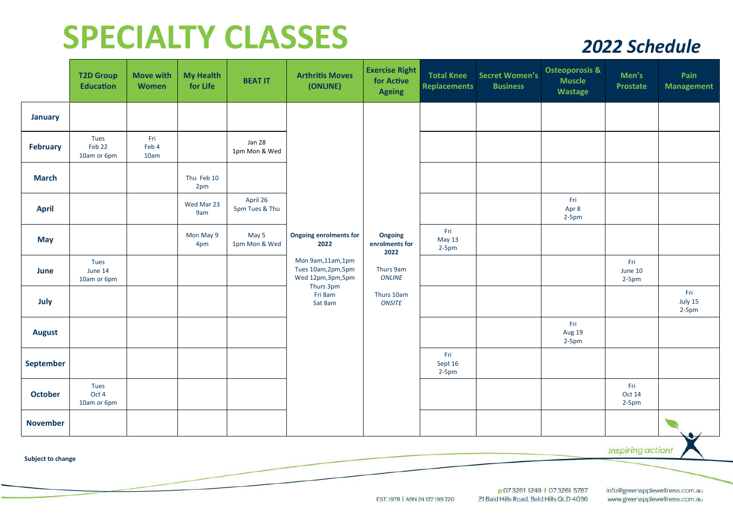# SPECIALTY CLASSES

## *2022 Schedule*

| | T2D Group Education | Move with Women | My Health for Life | BEAT IT | Arthritis Moves (ONLINE) | Exercise Right for Active Ageing | Total Knee Replacements | Secret Women's Business | Osteoporosis & Muscle Wastage | Men's Prostate | Pain Management |
|---|---|---|---|---|---|---|---|---|---|---|---|
| **January** | | | | | **Ongoing enrolments for 2022**<br>Mon 9am,11am,1pm<br>Tues 10am,2pm,5pm<br>Wed 12pm,3pm,5pm<br>Thurs 3pm<br>Fri 8am<br>Sat 8am | **Ongoing enrolments for 2022**<br>Thurs 9am *ONLINE*<br>Thurs 10am *ONSITE* | | | | | |
| **February** | Tues Feb 22 10am or 6pm | Fri Feb 4 10am | | Jan 28 1pm Mon & Wed | | | | | | | |
| **March** | | | Thu Feb 10 2pm | | | | | | | | |
| **April** | | | Wed Mar 23 9am | April 26 5pm Tues & Thu | | | | | Fri Apr 8 2-5pm | | |
| **May** | | | Mon May 9 4pm | May 5 1pm Mon & Wed | | | Fri May 13 2-5pm | | | | |
| **June** | Tues June 14 10am or 6pm | | | | | | | | | Fri June 10 2-5pm | |
| **July** | | | | | | | | | | | Fri July 15 2-5pm |
| **August** | | | | | | | | | Fri Aug 19 2-5pm | | |
| **September** | | | | | | | Fri Sept 16 2-5pm | | | | |
| **October** | Tues Oct 4 10am or 6pm | | | | | | | | | Fri Oct 14 2-5pm | |
| **November** | | | | | | | | | | | |

**Subject to change**

Inspiring action!

EST. 1978 | ABN 24 137 199 720

p 07 3261 1249 f 07 3261 5787
21 Bald Hills Road, Bald Hills QLD 4036

info@greenapplewellness.com.au
www.greenapplewellness.com.au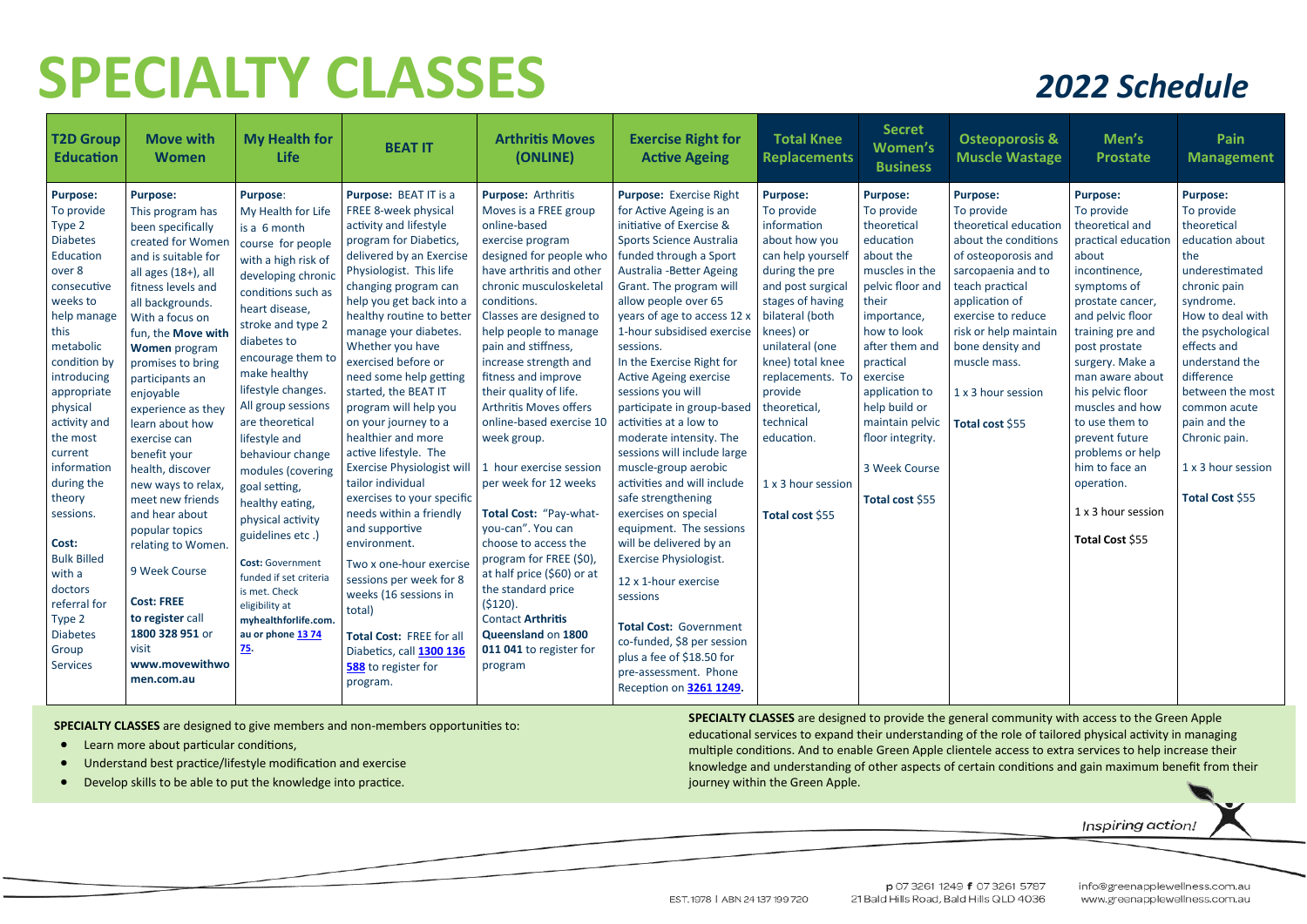# SPECIALTY CLASSES

## *2022 Schedule*

| T2D Group Education | Move with Women | My Health for Life | BEAT IT | Arthritis Moves (ONLINE) | Exercise Right for Active Ageing | Total Knee Replacements | Secret Women's Business | Osteoporosis & Muscle Wastage | Men's Prostate | Pain Management |
|---|---|---|---|---|---|---|---|---|---|---|
| **Purpose:** To provide Type 2 Diabetes Education over 8 consecutive weeks to help manage this metabolic condition by introducing appropriate physical activity and the most current information during the theory sessions.<br><br>**Cost:** Bulk Billed with a doctors referral for Type 2 Diabetes Group Services | **Purpose:** This program has been specifically created for Women and is suitable for all ages (18+), all fitness levels and all backgrounds. With a focus on fun, the **Move with Women** program promises to bring participants an enjoyable experience as they learn about how exercise can benefit your health, discover new ways to relax, meet new friends and hear about popular topics relating to Women.<br><br>9 Week Course<br><br>**Cost: FREE to register** call **1800 328 951** or visit **www.movewithwomen.com.au** | **Purpose**: My Health for Life is a 6 month course for people with a high risk of developing chronic conditions such as heart disease, stroke and type 2 diabetes to encourage them to make healthy lifestyle changes. All group sessions are theoretical lifestyle and behaviour change modules (covering goal setting, healthy eating, physical activity guidelines etc.)<br><br>**Cost:** Government funded if set criteria is met. Check eligibility at **myhealthforlife.com.au or phone 13 74 75.** | **Purpose:** BEAT IT is a FREE 8-week physical activity and lifestyle program for Diabetics, delivered by an Exercise Physiologist. This life changing program can help you get back into a healthy routine to better manage your diabetes. Whether you have exercised before or need some help getting started, the BEAT IT program will help you on your journey to a healthier and more active lifestyle. The Exercise Physiologist will tailor individual exercises to your specific needs within a friendly and supportive environment.<br><br>Two x one-hour exercise sessions per week for 8 weeks (16 sessions in total)<br><br>**Total Cost:** FREE for all Diabetics, call **1300 136 588** to register for program. | **Purpose:** Arthritis Moves is a FREE group online-based exercise program designed for people who have arthritis and other chronic musculoskeletal conditions. Classes are designed to help people to manage pain and stiffness, increase strength and fitness and improve their quality of life. Arthritis Moves offers online-based exercise 10 week group.<br><br>1 hour exercise session per week for 12 weeks<br><br>**Total Cost:** "Pay-what-you-can". You can choose to access the program for FREE ($0), at half price ($60) or at the standard price ($120). Contact **Arthritis Queensland** on **1800 011 041** to register for program | **Purpose:** Exercise Right for Active Ageing is an initiative of Exercise & Sports Science Australia funded through a Sport Australia -Better Ageing Grant. The program will allow people over 65 years of age to access 12 x 1-hour subsidised exercise sessions. In the Exercise Right for Active Ageing exercise sessions you will participate in group-based activities at a low to moderate intensity. The sessions will include large muscle-group aerobic activities and will include safe strengthening exercises on special equipment. The sessions will be delivered by an Exercise Physiologist.<br><br>12 x 1-hour exercise sessions<br><br>**Total Cost:** Government co-funded, $8 per session plus a fee of $18.50 for pre-assessment. Phone Reception on **3261 1249.** | **Purpose:** To provide information about how you can help yourself during the pre and post surgical stages of having bilateral (both knees) or unilateral (one knee) total knee replacements. To provide theoretical, technical education.<br><br>1 x 3 hour session<br><br>**Total cost** $55 | **Purpose:** To provide theoretical education about the muscles in the pelvic floor and their importance, how to look after them and practical exercise application to help build or maintain pelvic floor integrity.<br><br>3 Week Course<br><br>**Total cost** $55 | **Purpose:** To provide theoretical education about the conditions of osteoporosis and sarcopaenia and to teach practical application of exercise to reduce risk or help maintain bone density and muscle mass.<br><br>1 x 3 hour session<br><br>**Total cost** $55 | **Purpose:** To provide theoretical and practical education about incontinence, symptoms of prostate cancer, and pelvic floor training pre and post prostate surgery. Make a man aware about his pelvic floor muscles and how to use them to prevent future problems or help him to face an operation.<br><br>1 x 3 hour session<br><br>**Total Cost** $55 | **Purpose:** To provide theoretical education about the underestimated chronic pain syndrome. How to deal with the psychological effects and understand the difference between the most common acute pain and the Chronic pain.<br><br>1 x 3 hour session<br><br>**Total Cost** $55 |

**SPECIALTY CLASSES** are designed to give members and non-members opportunities to:

- Learn more about particular conditions,
- Understand best practice/lifestyle modification and exercise
- Develop skills to be able to put the knowledge into practice.

**SPECIALTY CLASSES** are designed to provide the general community with access to the Green Apple educational services to expand their understanding of the role of tailored physical activity in managing multiple conditions. And to enable Green Apple clientele access to extra services to help increase their knowledge and understanding of other aspects of certain conditions and gain maximum benefit from their journey within the Green Apple.

*Inspiring action!*

EST. 1978 | ABN 24 137 199 720

p 07 3261 1249 f 07 3261 5787
21 Bald Hills Road, Bald Hills QLD 4036

info@greenapplewellness.com.au
www.greenapplewellness.com.au